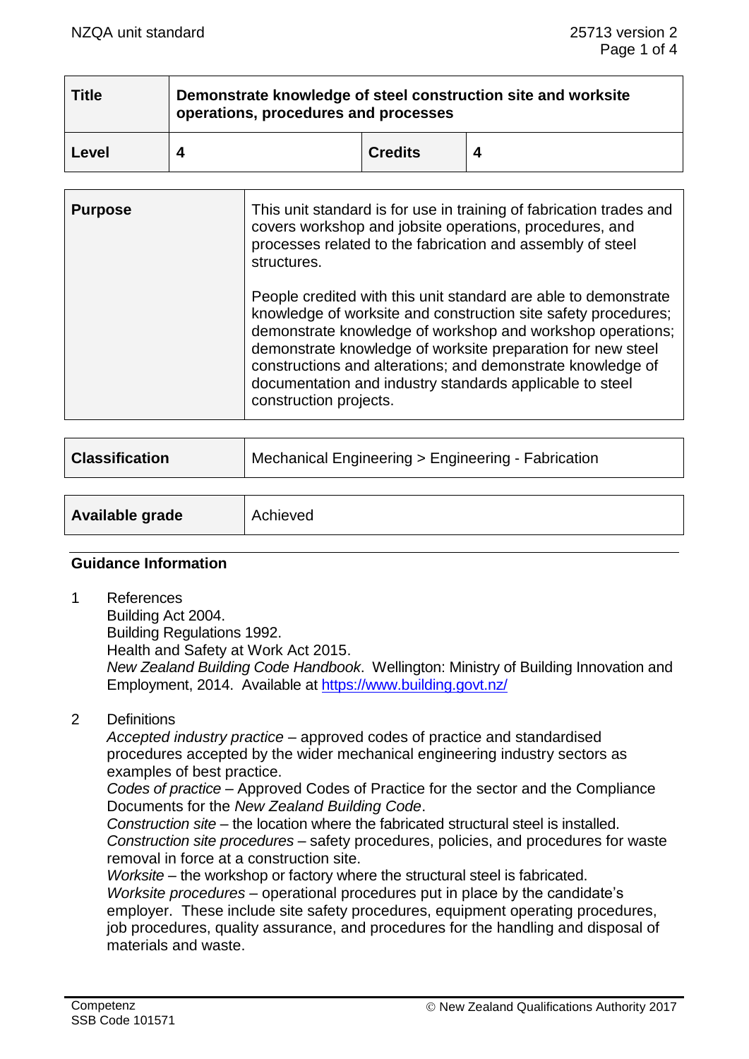| Title | Demonstrate knowledge of steel construction site and worksite operations, procedures and processes | | |
|---|---|---|---|
| Level | 4 | Credits | 4 |

| Purpose | This unit standard is for use in training of fabrication trades and covers workshop and jobsite operations, procedures, and processes related to the fabrication and assembly of steel structures.<br><br>People credited with this unit standard are able to demonstrate knowledge of worksite and construction site safety procedures; demonstrate knowledge of workshop and workshop operations; demonstrate knowledge of worksite preparation for new steel constructions and alterations; and demonstrate knowledge of documentation and industry standards applicable to steel construction projects. |
|---|---|

| Classification | Mechanical Engineering > Engineering - Fabrication |
|---|---|

| Available grade | Achieved |
|---|---|

## Guidance Information

1 References
Building Act 2004.
Building Regulations 1992.
Health and Safety at Work Act 2015.
*New Zealand Building Code Handbook*. Wellington: Ministry of Building Innovation and Employment, 2014. Available at https://www.building.govt.nz/

2 Definitions
*Accepted industry practice* – approved codes of practice and standardised procedures accepted by the wider mechanical engineering industry sectors as examples of best practice.
*Codes of practice* – Approved Codes of Practice for the sector and the Compliance Documents for the *New Zealand Building Code*.
*Construction site* – the location where the fabricated structural steel is installed.
*Construction site procedures* – safety procedures, policies, and procedures for waste removal in force at a construction site.
*Worksite* – the workshop or factory where the structural steel is fabricated.
*Worksite procedures* – operational procedures put in place by the candidate's employer. These include site safety procedures, equipment operating procedures, job procedures, quality assurance, and procedures for the handling and disposal of materials and waste.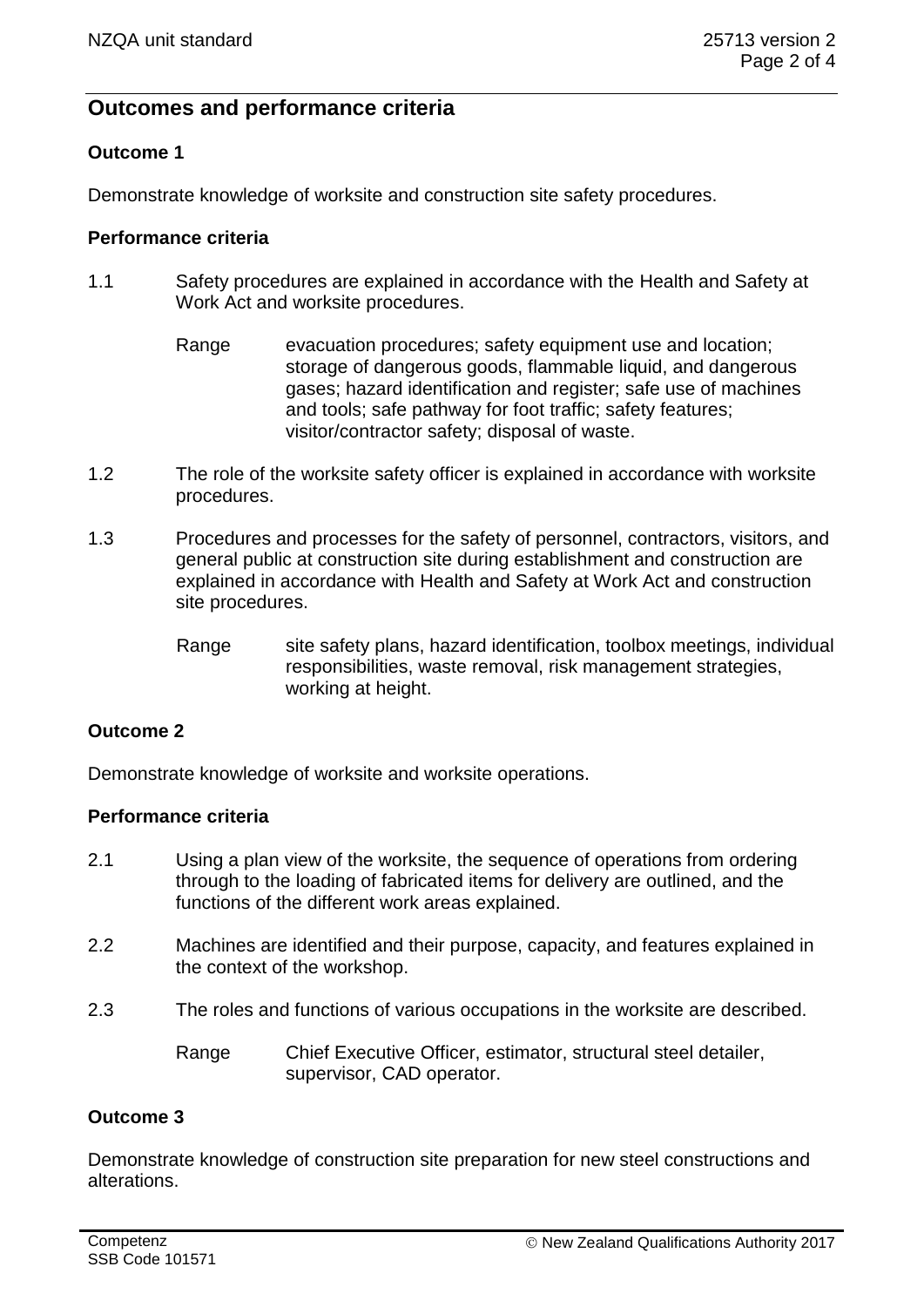## Outcomes and performance criteria

### Outcome 1

Demonstrate knowledge of worksite and construction site safety procedures.

#### Performance criteria

1.1 Safety procedures are explained in accordance with the Health and Safety at Work Act and worksite procedures.

Range: evacuation procedures; safety equipment use and location; storage of dangerous goods, flammable liquid, and dangerous gases; hazard identification and register; safe use of machines and tools; safe pathway for foot traffic; safety features; visitor/contractor safety; disposal of waste.

1.2 The role of the worksite safety officer is explained in accordance with worksite procedures.

1.3 Procedures and processes for the safety of personnel, contractors, visitors, and general public at construction site during establishment and construction are explained in accordance with Health and Safety at Work Act and construction site procedures.

Range: site safety plans, hazard identification, toolbox meetings, individual responsibilities, waste removal, risk management strategies, working at height.

### Outcome 2

Demonstrate knowledge of worksite and worksite operations.

#### Performance criteria

2.1 Using a plan view of the worksite, the sequence of operations from ordering through to the loading of fabricated items for delivery are outlined, and the functions of the different work areas explained.

2.2 Machines are identified and their purpose, capacity, and features explained in the context of the workshop.

2.3 The roles and functions of various occupations in the worksite are described.

Range: Chief Executive Officer, estimator, structural steel detailer, supervisor, CAD operator.

### Outcome 3

Demonstrate knowledge of construction site preparation for new steel constructions and alterations.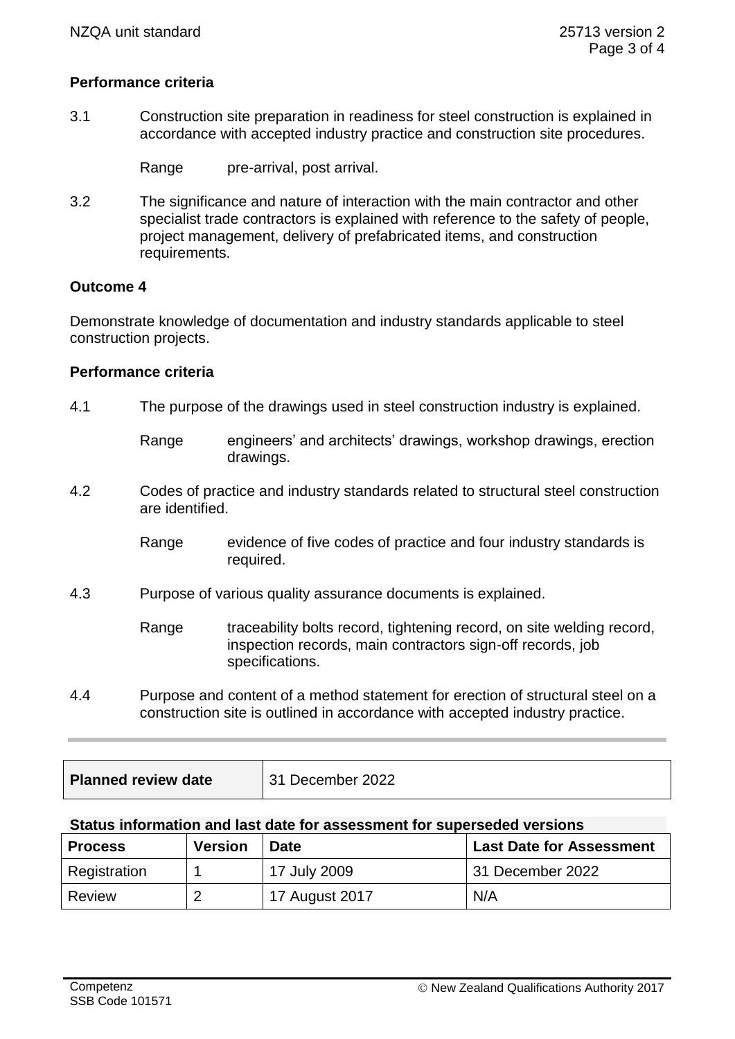**Performance criteria**

3.1 Construction site preparation in readiness for steel construction is explained in accordance with accepted industry practice and construction site procedures.

Range pre-arrival, post arrival.

3.2 The significance and nature of interaction with the main contractor and other specialist trade contractors is explained with reference to the safety of people, project management, delivery of prefabricated items, and construction requirements.

**Outcome 4**

Demonstrate knowledge of documentation and industry standards applicable to steel construction projects.

**Performance criteria**

4.1 The purpose of the drawings used in steel construction industry is explained.

Range engineers' and architects' drawings, workshop drawings, erection drawings.

4.2 Codes of practice and industry standards related to structural steel construction are identified.

Range evidence of five codes of practice and four industry standards is required.

4.3 Purpose of various quality assurance documents is explained.

Range traceability bolts record, tightening record, on site welding record, inspection records, main contractors sign-off records, job specifications.

4.4 Purpose and content of a method statement for erection of structural steel on a construction site is outlined in accordance with accepted industry practice.

| **Planned review date** | 31 December 2022 |
|---|---|

**Status information and last date for assessment for superseded versions**

| Process | Version | Date | Last Date for Assessment |
|---|---|---|---|
| Registration | 1 | 17 July 2009 | 31 December 2022 |
| Review | 2 | 17 August 2017 | N/A |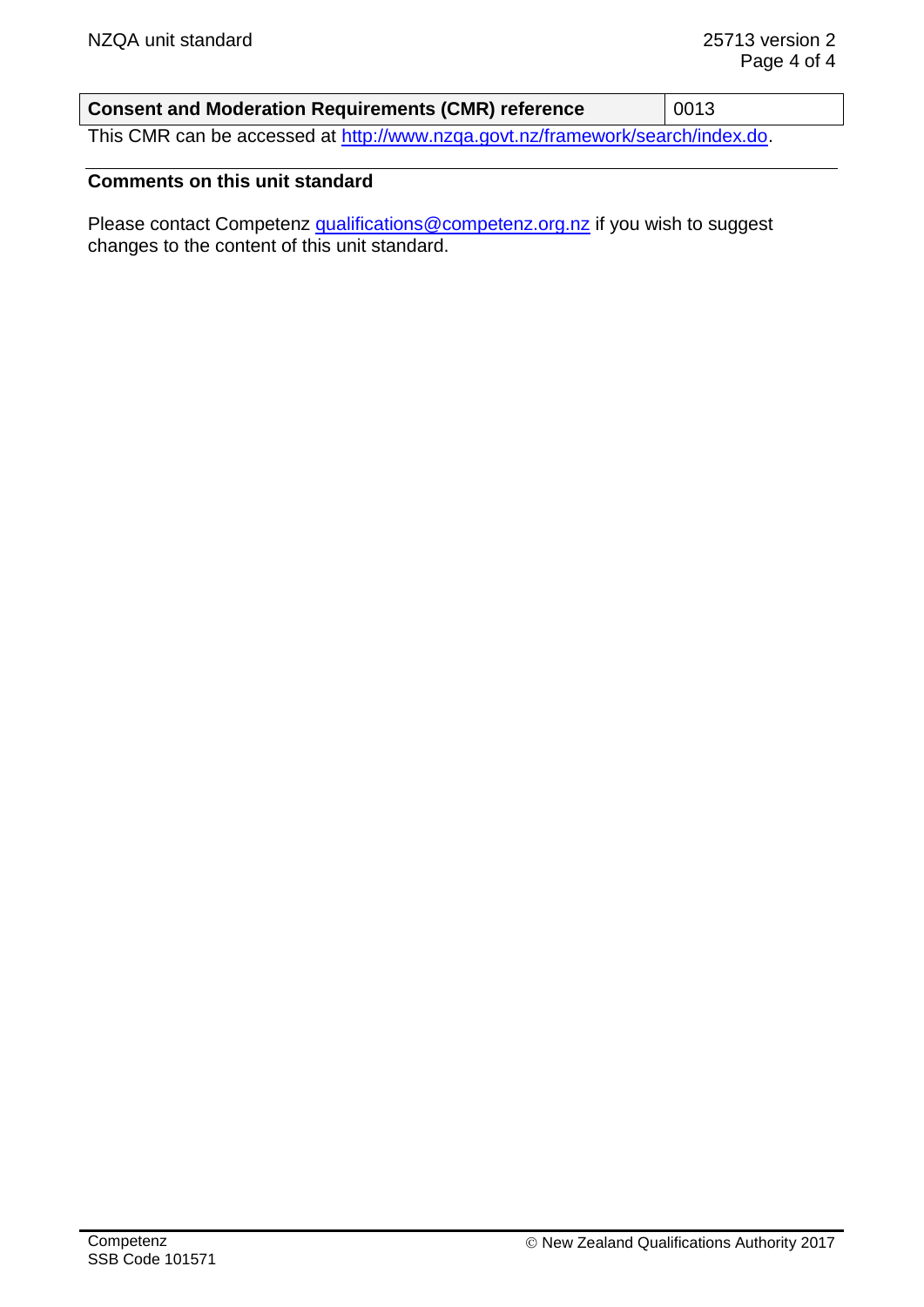| Consent and Moderation Requirements (CMR) reference | 0013 |
| --- | --- |

This CMR can be accessed at http://www.nzqa.govt.nz/framework/search/index.do.

**Comments on this unit standard**

Please contact Competenz qualifications@competenz.org.nz if you wish to suggest changes to the content of this unit standard.